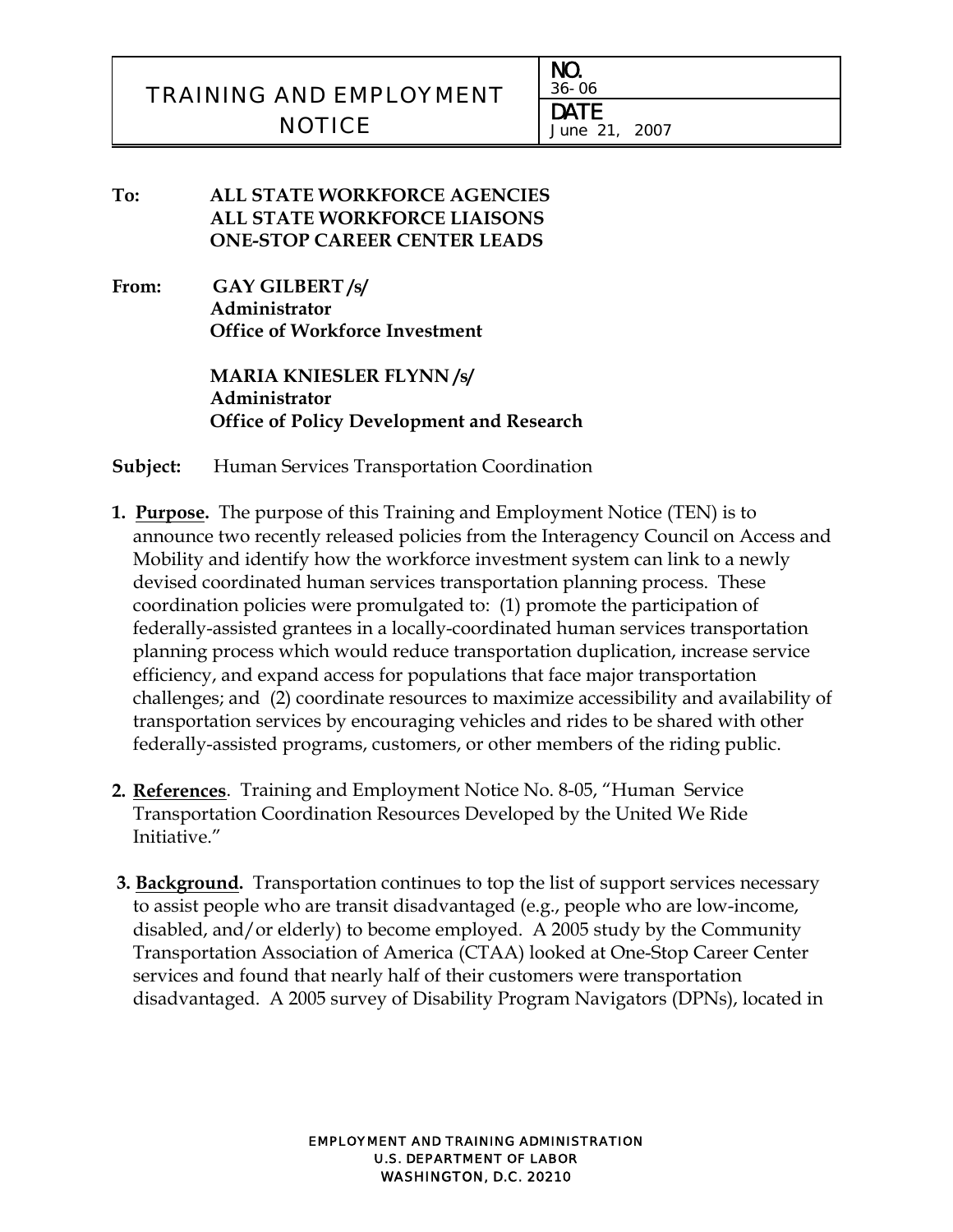# TRAINING AND EMPLOYMENT NOTICE

| NO. | 36-06 |
| --- | --- |
| DATE | June 21, 2007 |

**To:** **ALL STATE WORKFORCE AGENCIES**
**ALL STATE WORKFORCE LIAISONS**
**ONE-STOP CAREER CENTER LEADS**

**From:** **GAY GILBERT /s/**
**Administrator**
**Office of Workforce Investment**

**MARIA KNIESLER FLYNN /s/**
**Administrator**
**Office of Policy Development and Research**

**Subject:** Human Services Transportation Coordination

1. **Purpose.** The purpose of this Training and Employment Notice (TEN) is to announce two recently released policies from the Interagency Council on Access and Mobility and identify how the workforce investment system can link to a newly devised coordinated human services transportation planning process. These coordination policies were promulgated to: (1) promote the participation of federally-assisted grantees in a locally-coordinated human services transportation planning process which would reduce transportation duplication, increase service efficiency, and expand access for populations that face major transportation challenges; and (2) coordinate resources to maximize accessibility and availability of transportation services by encouraging vehicles and rides to be shared with other federally-assisted programs, customers, or other members of the riding public.

2. **References**. Training and Employment Notice No. 8-05, "Human Service Transportation Coordination Resources Developed by the United We Ride Initiative."

3. **Background.** Transportation continues to top the list of support services necessary to assist people who are transit disadvantaged (e.g., people who are low-income, disabled, and/or elderly) to become employed. A 2005 study by the Community Transportation Association of America (CTAA) looked at One-Stop Career Center services and found that nearly half of their customers were transportation disadvantaged. A 2005 survey of Disability Program Navigators (DPNs), located in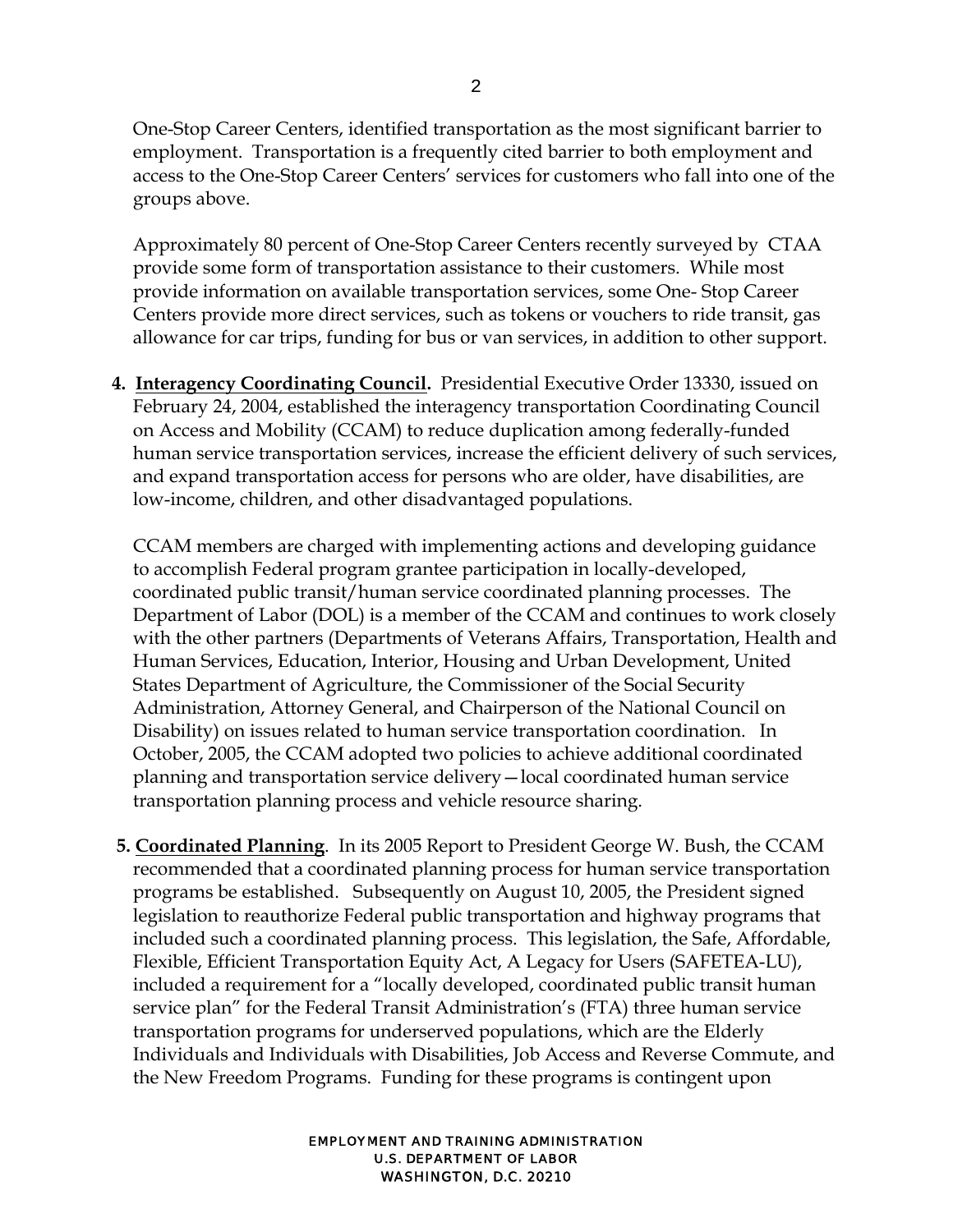One-Stop Career Centers, identified transportation as the most significant barrier to employment. Transportation is a frequently cited barrier to both employment and access to the One-Stop Career Centers' services for customers who fall into one of the groups above.

Approximately 80 percent of One-Stop Career Centers recently surveyed by CTAA provide some form of transportation assistance to their customers. While most provide information on available transportation services, some One- Stop Career Centers provide more direct services, such as tokens or vouchers to ride transit, gas allowance for car trips, funding for bus or van services, in addition to other support.

4. **Interagency Coordinating Council.** Presidential Executive Order 13330, issued on February 24, 2004, established the interagency transportation Coordinating Council on Access and Mobility (CCAM) to reduce duplication among federally-funded human service transportation services, increase the efficient delivery of such services, and expand transportation access for persons who are older, have disabilities, are low-income, children, and other disadvantaged populations.

   CCAM members are charged with implementing actions and developing guidance to accomplish Federal program grantee participation in locally-developed, coordinated public transit/human service coordinated planning processes. The Department of Labor (DOL) is a member of the CCAM and continues to work closely with the other partners (Departments of Veterans Affairs, Transportation, Health and Human Services, Education, Interior, Housing and Urban Development, United States Department of Agriculture, the Commissioner of the Social Security Administration, Attorney General, and Chairperson of the National Council on Disability) on issues related to human service transportation coordination. In October, 2005, the CCAM adopted two policies to achieve additional coordinated planning and transportation service delivery—local coordinated human service transportation planning process and vehicle resource sharing.

5. **Coordinated Planning**. In its 2005 Report to President George W. Bush, the CCAM recommended that a coordinated planning process for human service transportation programs be established. Subsequently on August 10, 2005, the President signed legislation to reauthorize Federal public transportation and highway programs that included such a coordinated planning process. This legislation, the Safe, Affordable, Flexible, Efficient Transportation Equity Act, A Legacy for Users (SAFETEA-LU), included a requirement for a "locally developed, coordinated public transit human service plan" for the Federal Transit Administration's (FTA) three human service transportation programs for underserved populations, which are the Elderly Individuals and Individuals with Disabilities, Job Access and Reverse Commute, and the New Freedom Programs. Funding for these programs is contingent upon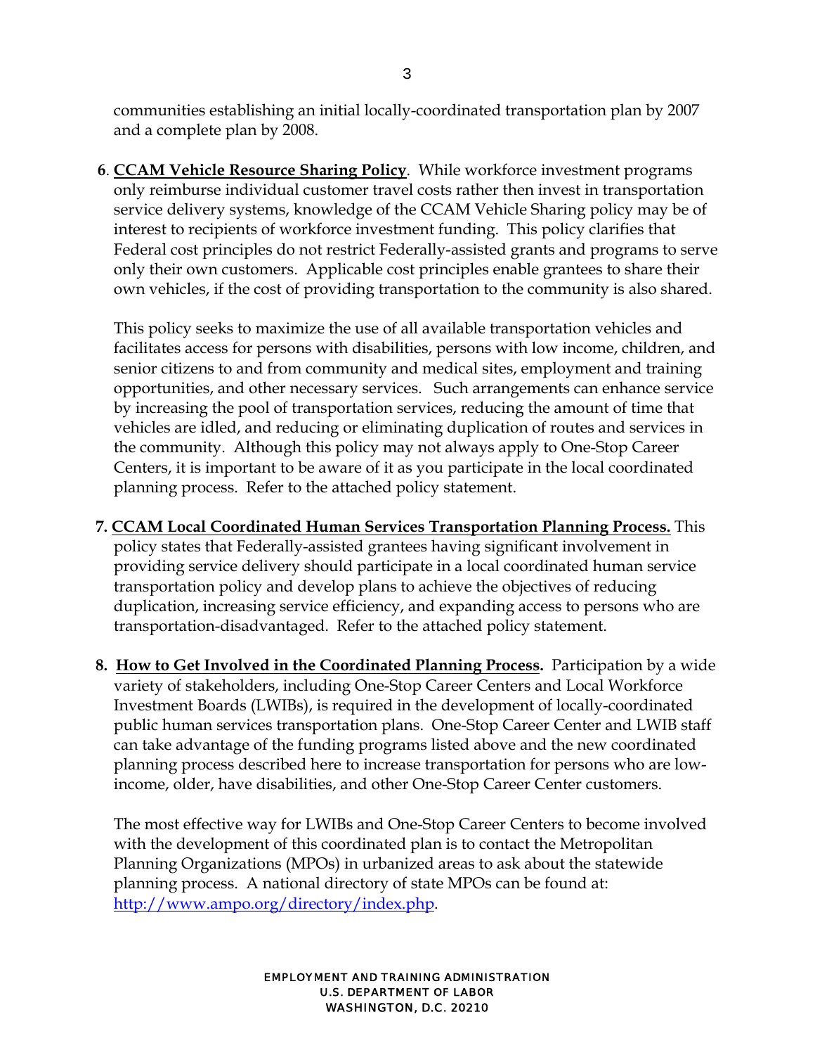communities establishing an initial locally-coordinated transportation plan by 2007 and a complete plan by 2008.

6. **CCAM Vehicle Resource Sharing Policy**. While workforce investment programs only reimburse individual customer travel costs rather then invest in transportation service delivery systems, knowledge of the CCAM Vehicle Sharing policy may be of interest to recipients of workforce investment funding. This policy clarifies that Federal cost principles do not restrict Federally-assisted grants and programs to serve only their own customers. Applicable cost principles enable grantees to share their own vehicles, if the cost of providing transportation to the community is also shared.

   This policy seeks to maximize the use of all available transportation vehicles and facilitates access for persons with disabilities, persons with low income, children, and senior citizens to and from community and medical sites, employment and training opportunities, and other necessary services. Such arrangements can enhance service by increasing the pool of transportation services, reducing the amount of time that vehicles are idled, and reducing or eliminating duplication of routes and services in the community. Although this policy may not always apply to One-Stop Career Centers, it is important to be aware of it as you participate in the local coordinated planning process. Refer to the attached policy statement.

7. **CCAM Local Coordinated Human Services Transportation Planning Process.** This policy states that Federally-assisted grantees having significant involvement in providing service delivery should participate in a local coordinated human service transportation policy and develop plans to achieve the objectives of reducing duplication, increasing service efficiency, and expanding access to persons who are transportation-disadvantaged. Refer to the attached policy statement.

8. **How to Get Involved in the Coordinated Planning Process.** Participation by a wide variety of stakeholders, including One-Stop Career Centers and Local Workforce Investment Boards (LWIBs), is required in the development of locally-coordinated public human services transportation plans. One-Stop Career Center and LWIB staff can take advantage of the funding programs listed above and the new coordinated planning process described here to increase transportation for persons who are low-income, older, have disabilities, and other One-Stop Career Center customers.

   The most effective way for LWIBs and One-Stop Career Centers to become involved with the development of this coordinated plan is to contact the Metropolitan Planning Organizations (MPOs) in urbanized areas to ask about the statewide planning process. A national directory of state MPOs can be found at: http://www.ampo.org/directory/index.php.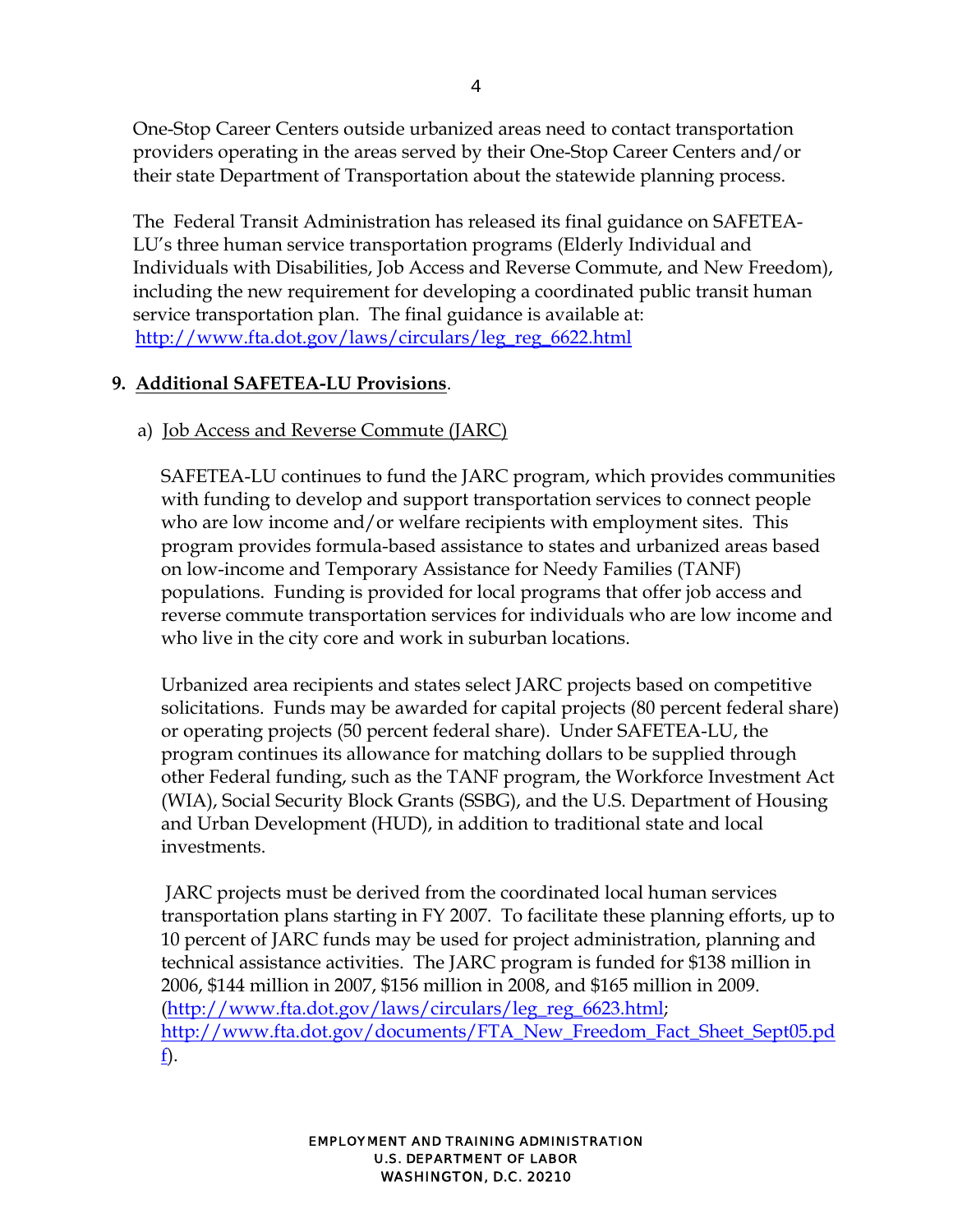One-Stop Career Centers outside urbanized areas need to contact transportation providers operating in the areas served by their One-Stop Career Centers and/or their state Department of Transportation about the statewide planning process.

The Federal Transit Administration has released its final guidance on SAFETEA-LU's three human service transportation programs (Elderly Individual and Individuals with Disabilities, Job Access and Reverse Commute, and New Freedom), including the new requirement for developing a coordinated public transit human service transportation plan. The final guidance is available at: [http://www.fta.dot.gov/laws/circulars/leg_reg_6622.html](http://www.fta.dot.gov/laws/circulars/leg_reg_6622.html)

**9. Additional SAFETEA-LU Provisions**.

a) Job Access and Reverse Commute (JARC)

SAFETEA-LU continues to fund the JARC program, which provides communities with funding to develop and support transportation services to connect people who are low income and/or welfare recipients with employment sites. This program provides formula-based assistance to states and urbanized areas based on low-income and Temporary Assistance for Needy Families (TANF) populations. Funding is provided for local programs that offer job access and reverse commute transportation services for individuals who are low income and who live in the city core and work in suburban locations.

Urbanized area recipients and states select JARC projects based on competitive solicitations. Funds may be awarded for capital projects (80 percent federal share) or operating projects (50 percent federal share). Under SAFETEA-LU, the program continues its allowance for matching dollars to be supplied through other Federal funding, such as the TANF program, the Workforce Investment Act (WIA), Social Security Block Grants (SSBG), and the U.S. Department of Housing and Urban Development (HUD), in addition to traditional state and local investments.

JARC projects must be derived from the coordinated local human services transportation plans starting in FY 2007. To facilitate these planning efforts, up to 10 percent of JARC funds may be used for project administration, planning and technical assistance activities. The JARC program is funded for $138 million in 2006, $144 million in 2007, $156 million in 2008, and $165 million in 2009. ([http://www.fta.dot.gov/laws/circulars/leg_reg_6623.html](http://www.fta.dot.gov/laws/circulars/leg_reg_6623.html); [http://www.fta.dot.gov/documents/FTA_New_Freedom_Fact_Sheet_Sept05.pdf](http://www.fta.dot.gov/documents/FTA_New_Freedom_Fact_Sheet_Sept05.pdf)).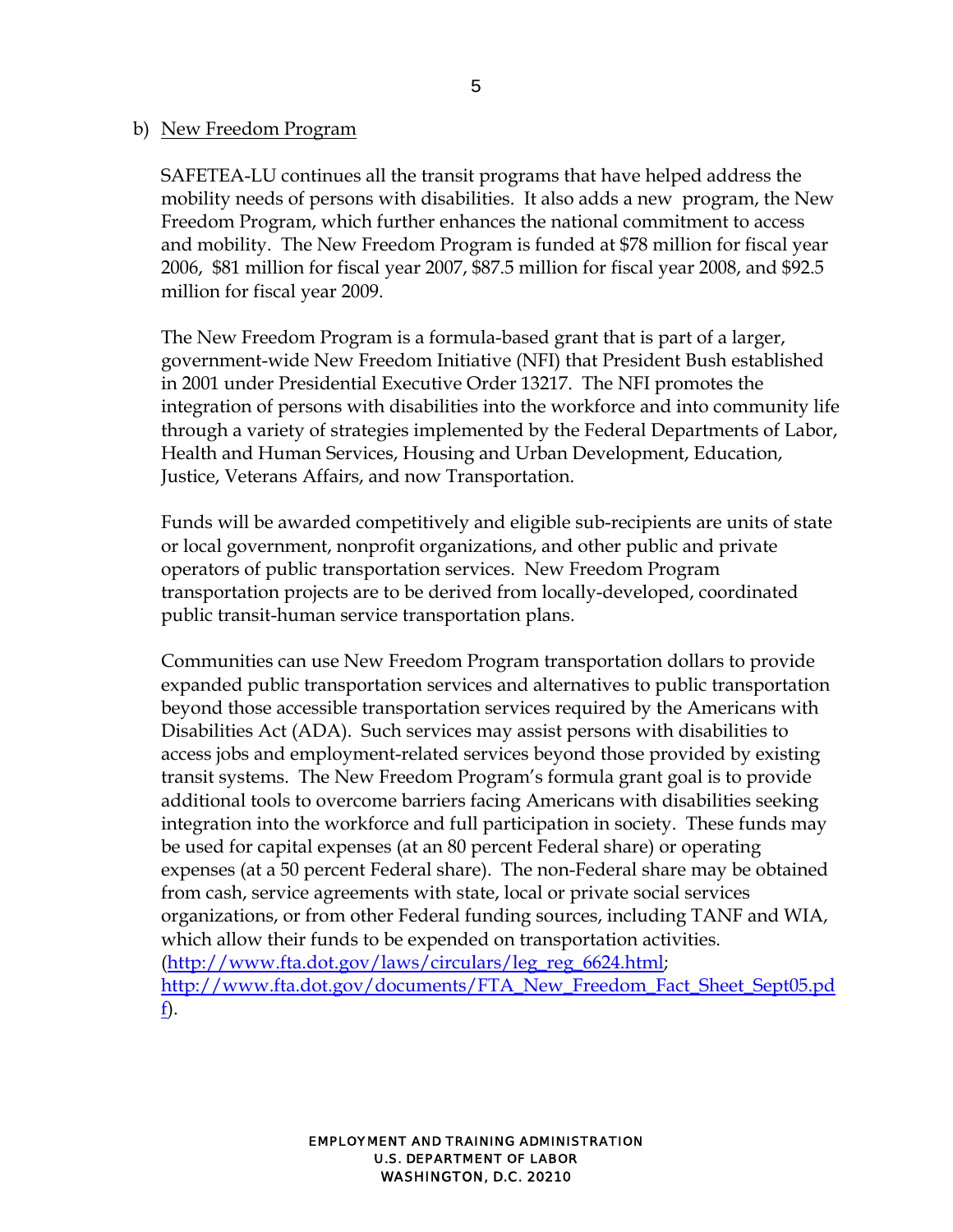b) New Freedom Program

SAFETEA-LU continues all the transit programs that have helped address the mobility needs of persons with disabilities. It also adds a new program, the New Freedom Program, which further enhances the national commitment to access and mobility. The New Freedom Program is funded at $78 million for fiscal year 2006, $81 million for fiscal year 2007, $87.5 million for fiscal year 2008, and $92.5 million for fiscal year 2009.

The New Freedom Program is a formula-based grant that is part of a larger, government-wide New Freedom Initiative (NFI) that President Bush established in 2001 under Presidential Executive Order 13217. The NFI promotes the integration of persons with disabilities into the workforce and into community life through a variety of strategies implemented by the Federal Departments of Labor, Health and Human Services, Housing and Urban Development, Education, Justice, Veterans Affairs, and now Transportation.

Funds will be awarded competitively and eligible sub-recipients are units of state or local government, nonprofit organizations, and other public and private operators of public transportation services. New Freedom Program transportation projects are to be derived from locally-developed, coordinated public transit-human service transportation plans.

Communities can use New Freedom Program transportation dollars to provide expanded public transportation services and alternatives to public transportation beyond those accessible transportation services required by the Americans with Disabilities Act (ADA). Such services may assist persons with disabilities to access jobs and employment-related services beyond those provided by existing transit systems. The New Freedom Program's formula grant goal is to provide additional tools to overcome barriers facing Americans with disabilities seeking integration into the workforce and full participation in society. These funds may be used for capital expenses (at an 80 percent Federal share) or operating expenses (at a 50 percent Federal share). The non-Federal share may be obtained from cash, service agreements with state, local or private social services organizations, or from other Federal funding sources, including TANF and WIA, which allow their funds to be expended on transportation activities. (http://www.fta.dot.gov/laws/circulars/leg_reg_6624.html; http://www.fta.dot.gov/documents/FTA_New_Freedom_Fact_Sheet_Sept05.pdf).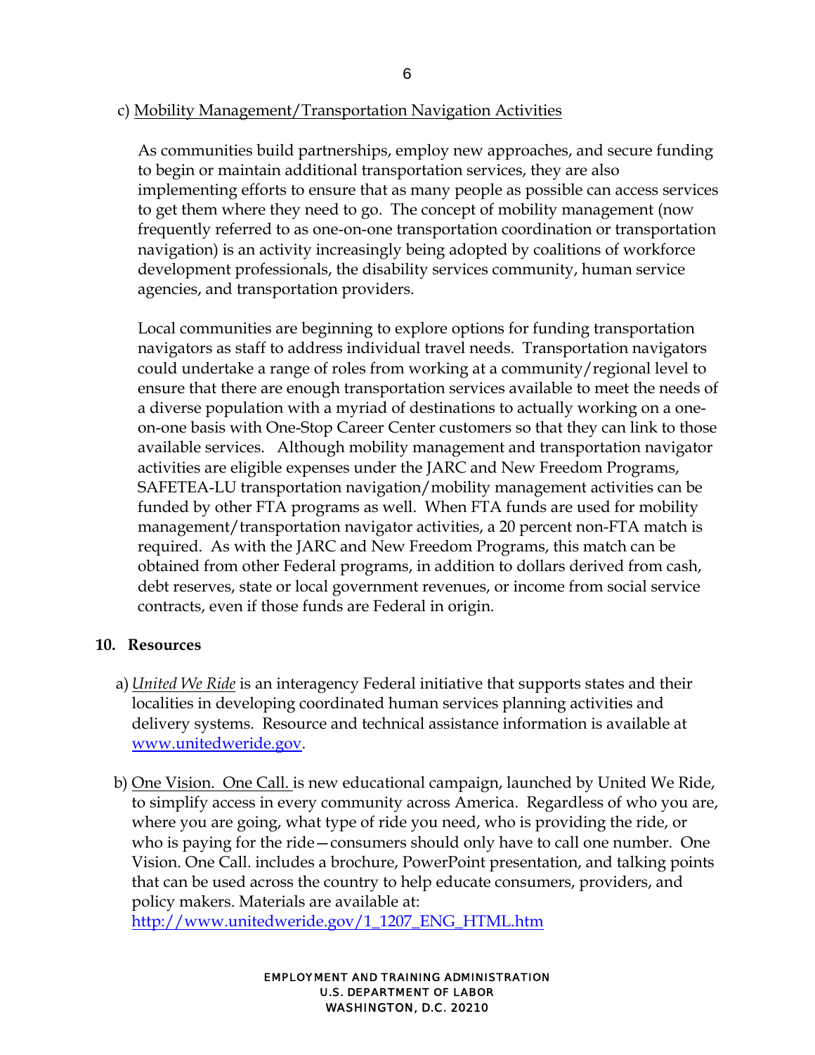c) Mobility Management/Transportation Navigation Activities

As communities build partnerships, employ new approaches, and secure funding to begin or maintain additional transportation services, they are also implementing efforts to ensure that as many people as possible can access services to get them where they need to go. The concept of mobility management (now frequently referred to as one-on-one transportation coordination or transportation navigation) is an activity increasingly being adopted by coalitions of workforce development professionals, the disability services community, human service agencies, and transportation providers.

Local communities are beginning to explore options for funding transportation navigators as staff to address individual travel needs. Transportation navigators could undertake a range of roles from working at a community/regional level to ensure that there are enough transportation services available to meet the needs of a diverse population with a myriad of destinations to actually working on a one-on-one basis with One-Stop Career Center customers so that they can link to those available services. Although mobility management and transportation navigator activities are eligible expenses under the JARC and New Freedom Programs, SAFETEA-LU transportation navigation/mobility management activities can be funded by other FTA programs as well. When FTA funds are used for mobility management/transportation navigator activities, a 20 percent non-FTA match is required. As with the JARC and New Freedom Programs, this match can be obtained from other Federal programs, in addition to dollars derived from cash, debt reserves, state or local government revenues, or income from social service contracts, even if those funds are Federal in origin.

**10. Resources**

a) *United We Ride* is an interagency Federal initiative that supports states and their localities in developing coordinated human services planning activities and delivery systems. Resource and technical assistance information is available at www.unitedweride.gov.

b) One Vision. One Call. is new educational campaign, launched by United We Ride, to simplify access in every community across America. Regardless of who you are, where you are going, what type of ride you need, who is providing the ride, or who is paying for the ride—consumers should only have to call one number. One Vision. One Call. includes a brochure, PowerPoint presentation, and talking points that can be used across the country to help educate consumers, providers, and policy makers. Materials are available at: http://www.unitedweride.gov/1_1207_ENG_HTML.htm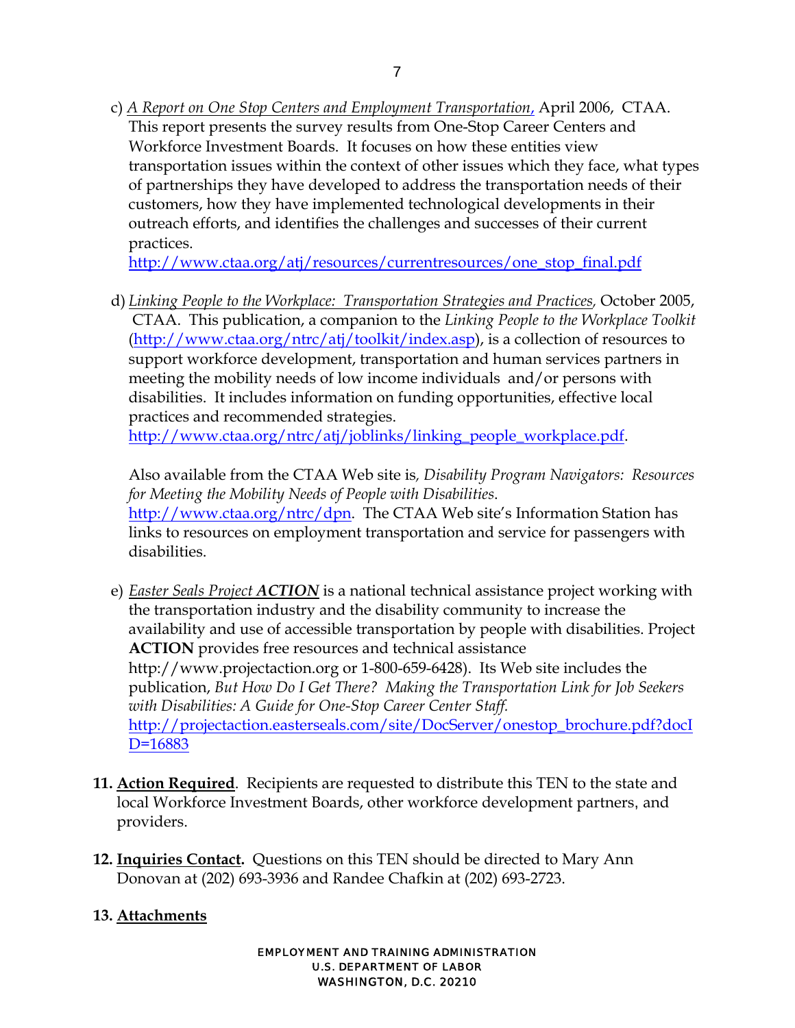c) [*A Report on One Stop Centers and Employment Transportation*,](http://www.ctaa.org/atj/resources/currentresources/one_stop_final.pdf) April 2006, CTAA. This report presents the survey results from One-Stop Career Centers and Workforce Investment Boards. It focuses on how these entities view transportation issues within the context of other issues which they face, what types of partnerships they have developed to address the transportation needs of their customers, how they have implemented technological developments in their outreach efforts, and identifies the challenges and successes of their current practices.
http://www.ctaa.org/atj/resources/currentresources/one_stop_final.pdf

d) *Linking People to the Workplace: Transportation Strategies and Practices*, October 2005, CTAA. This publication, a companion to the *Linking People to the Workplace Toolkit* (http://www.ctaa.org/ntrc/atj/toolkit/index.asp), is a collection of resources to support workforce development, transportation and human services partners in meeting the mobility needs of low income individuals and/or persons with disabilities. It includes information on funding opportunities, effective local practices and recommended strategies.
http://www.ctaa.org/ntrc/atj/joblinks/linking_people_workplace.pdf.

Also available from the CTAA Web site is, *Disability Program Navigators: Resources for Meeting the Mobility Needs of People with Disabilities*.
http://www.ctaa.org/ntrc/dpn. The CTAA Web site's Information Station has links to resources on employment transportation and service for passengers with disabilities.

e) *Easter Seals Project* ***ACTION*** is a national technical assistance project working with the transportation industry and the disability community to increase the availability and use of accessible transportation by people with disabilities. Project **ACTION** provides free resources and technical assistance http://www.projectaction.org or 1-800-659-6428). Its Web site includes the publication, *But How Do I Get There? Making the Transportation Link for Job Seekers with Disabilities: A Guide for One-Stop Career Center Staff.*
http://projectaction.easterseals.com/site/DocServer/onestop_brochure.pdf?docID=16883

**11. Action Required**. Recipients are requested to distribute this TEN to the state and local Workforce Investment Boards, other workforce development partners, and providers.

**12. Inquiries Contact.** Questions on this TEN should be directed to Mary Ann Donovan at (202) 693-3936 and Randee Chafkin at (202) 693-2723.

**13. Attachments**